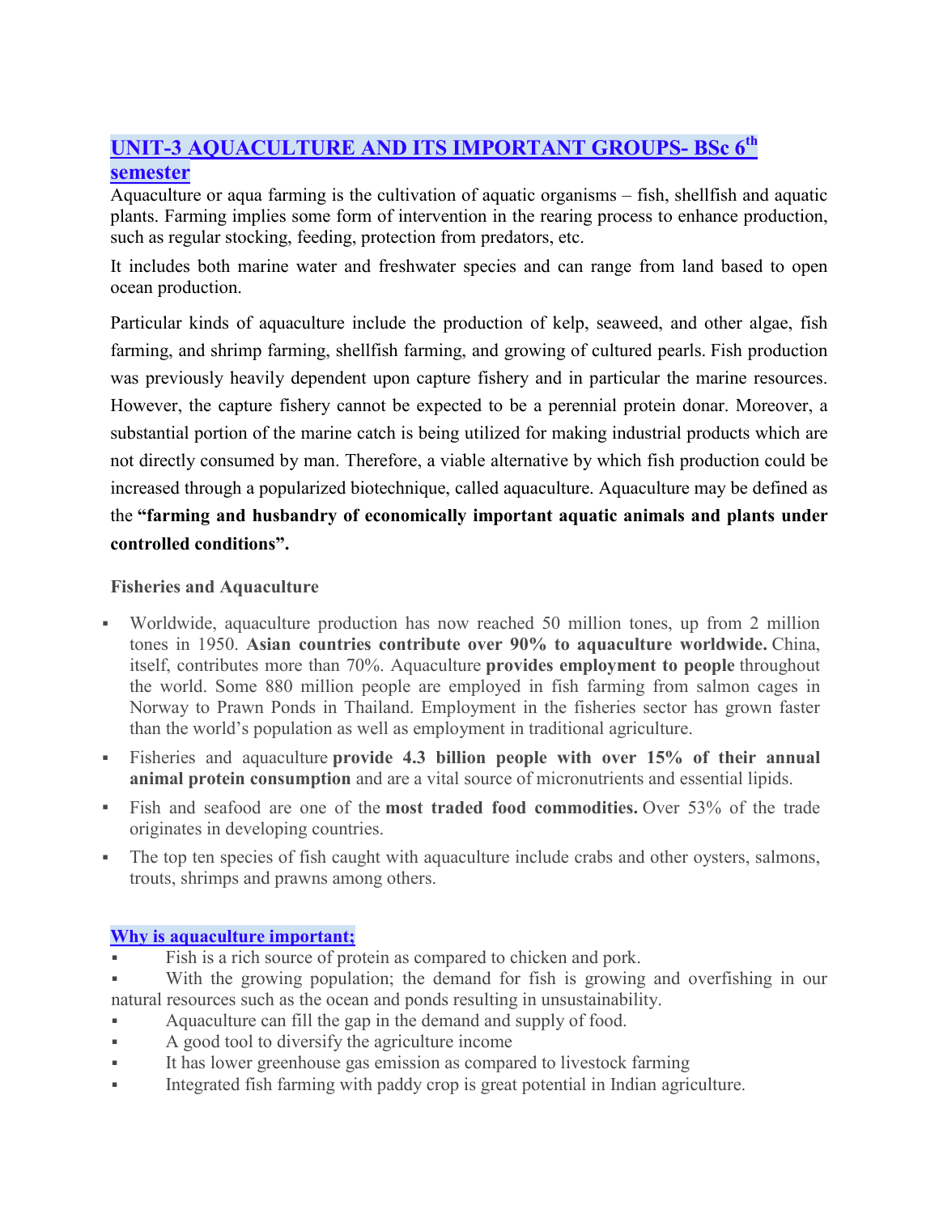## UNIT-3 AQUACULTURE AND ITS IMPORTANT GROUPS- BSc 6th semester

Aquaculture or aqua farming is the cultivation of aquatic organisms – fish, shellfish and aquatic plants. Farming implies some form of intervention in the rearing process to enhance production, such as regular stocking, feeding, protection from predators, etc.

It includes both marine water and freshwater species and can range from land based to open ocean production.

Particular kinds of aquaculture include the production of kelp, seaweed, and other algae, fish farming, and shrimp farming, shellfish farming, and growing of cultured pearls. Fish production was previously heavily dependent upon capture fishery and in particular the marine resources. However, the capture fishery cannot be expected to be a perennial protein donar. Moreover, a substantial portion of the marine catch is being utilized for making industrial products which are not directly consumed by man. Therefore, a viable alternative by which fish production could be increased through a popularized biotechnique, called aquaculture. Aquaculture may be defined as the **"farming and husbandry of economically important aquatic animals and plants under controlled conditions".**

**Fisheries and Aquaculture**

- Worldwide, aquaculture production has now reached 50 million tones, up from 2 million tones in 1950. **Asian countries contribute over 90% to aquaculture worldwide.** China, itself, contributes more than 70%. Aquaculture **provides employment to people** throughout the world. Some 880 million people are employed in fish farming from salmon cages in Norway to Prawn Ponds in Thailand. Employment in the fisheries sector has grown faster than the world's population as well as employment in traditional agriculture.
- Fisheries and aquaculture **provide 4.3 billion people with over 15% of their annual animal protein consumption** and are a vital source of micronutrients and essential lipids.
- Fish and seafood are one of the **most traded food commodities.** Over 53% of the trade originates in developing countries.
- The top ten species of fish caught with aquaculture include crabs and other oysters, salmons, trouts, shrimps and prawns among others.

### Why is aquaculture important;

- Fish is a rich source of protein as compared to chicken and pork.
- With the growing population; the demand for fish is growing and overfishing in our natural resources such as the ocean and ponds resulting in unsustainability.
- Aquaculture can fill the gap in the demand and supply of food.
- A good tool to diversify the agriculture income
- It has lower greenhouse gas emission as compared to livestock farming
- Integrated fish farming with paddy crop is great potential in Indian agriculture.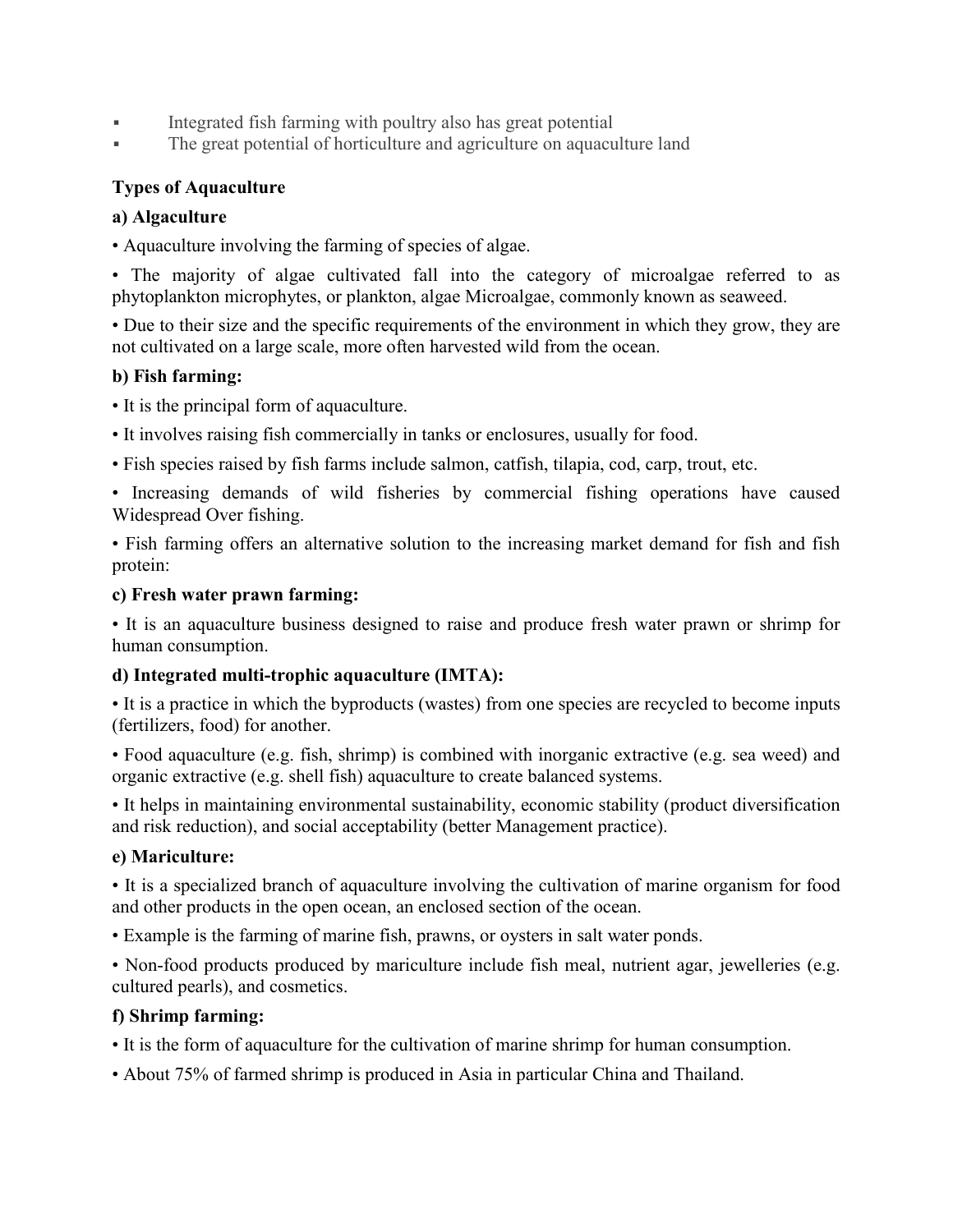- Integrated fish farming with poultry also has great potential
- The great potential of horticulture and agriculture on aquaculture land

**Types of Aquaculture**

**a) Algaculture**

• Aquaculture involving the farming of species of algae.

• The majority of algae cultivated fall into the category of microalgae referred to as phytoplankton microphytes, or plankton, algae Microalgae, commonly known as seaweed.

• Due to their size and the specific requirements of the environment in which they grow, they are not cultivated on a large scale, more often harvested wild from the ocean.

**b) Fish farming:**

• It is the principal form of aquaculture.

• It involves raising fish commercially in tanks or enclosures, usually for food.

• Fish species raised by fish farms include salmon, catfish, tilapia, cod, carp, trout, etc.

• Increasing demands of wild fisheries by commercial fishing operations have caused Widespread Over fishing.

• Fish farming offers an alternative solution to the increasing market demand for fish and fish protein:

**c) Fresh water prawn farming:**

• It is an aquaculture business designed to raise and produce fresh water prawn or shrimp for human consumption.

**d) Integrated multi-trophic aquaculture (IMTA):**

• It is a practice in which the byproducts (wastes) from one species are recycled to become inputs (fertilizers, food) for another.

• Food aquaculture (e.g. fish, shrimp) is combined with inorganic extractive (e.g. sea weed) and organic extractive (e.g. shell fish) aquaculture to create balanced systems.

• It helps in maintaining environmental sustainability, economic stability (product diversification and risk reduction), and social acceptability (better Management practice).

**e) Mariculture:**

• It is a specialized branch of aquaculture involving the cultivation of marine organism for food and other products in the open ocean, an enclosed section of the ocean.

• Example is the farming of marine fish, prawns, or oysters in salt water ponds.

• Non-food products produced by mariculture include fish meal, nutrient agar, jewelleries (e.g. cultured pearls), and cosmetics.

**f) Shrimp farming:**

• It is the form of aquaculture for the cultivation of marine shrimp for human consumption.

• About 75% of farmed shrimp is produced in Asia in particular China and Thailand.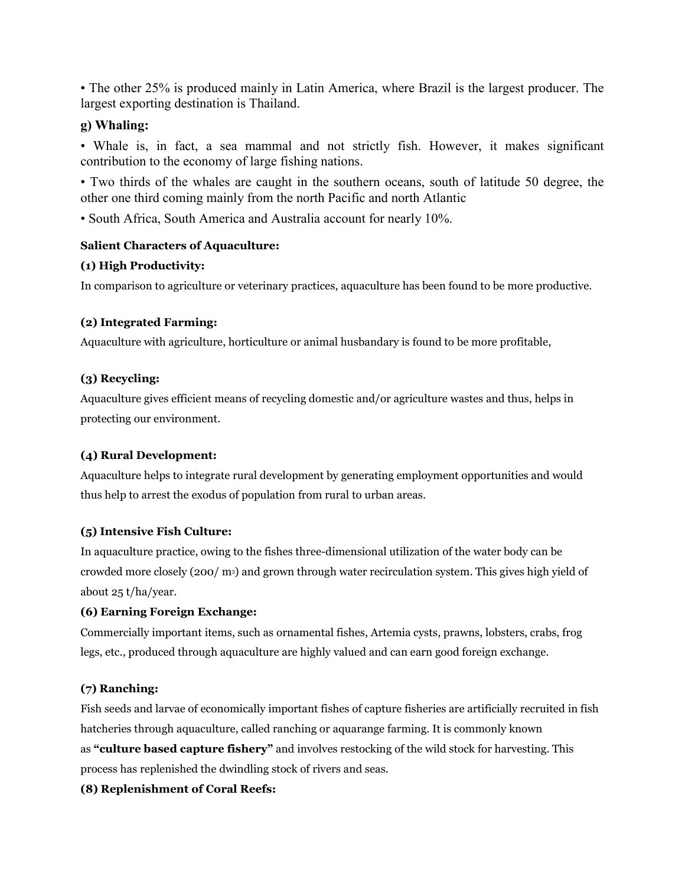• The other 25% is produced mainly in Latin America, where Brazil is the largest producer. The largest exporting destination is Thailand.

### g) Whaling:

• Whale is, in fact, a sea mammal and not strictly fish. However, it makes significant contribution to the economy of large fishing nations.

• Two thirds of the whales are caught in the southern oceans, south of latitude 50 degree, the other one third coming mainly from the north Pacific and north Atlantic

• South Africa, South America and Australia account for nearly 10%.

**Salient Characters of Aquaculture:**

**(1) High Productivity:**

In comparison to agriculture or veterinary practices, aquaculture has been found to be more productive.

**(2) Integrated Farming:**

Aquaculture with agriculture, horticulture or animal husbandary is found to be more profitable,

**(3) Recycling:**

Aquaculture gives efficient means of recycling domestic and/or agriculture wastes and thus, helps in protecting our environment.

**(4) Rural Development:**

Aquaculture helps to integrate rural development by generating employment opportunities and would thus help to arrest the exodus of population from rural to urban areas.

**(5) Intensive Fish Culture:**

In aquaculture practice, owing to the fishes three-dimensional utilization of the water body can be crowded more closely (200/ $m^3$) and grown through water recirculation system. This gives high yield of about 25 t/ha/year.

**(6) Earning Foreign Exchange:**

Commercially important items, such as ornamental fishes, Artemia cysts, prawns, lobsters, crabs, frog legs, etc., produced through aquaculture are highly valued and can earn good foreign exchange.

**(7) Ranching:**

Fish seeds and larvae of economically important fishes of capture fisheries are artificially recruited in fish hatcheries through aquaculture, called ranching or aquarange farming. It is commonly known as **"culture based capture fishery"** and involves restocking of the wild stock for harvesting. This process has replenished the dwindling stock of rivers and seas.

**(8) Replenishment of Coral Reefs:**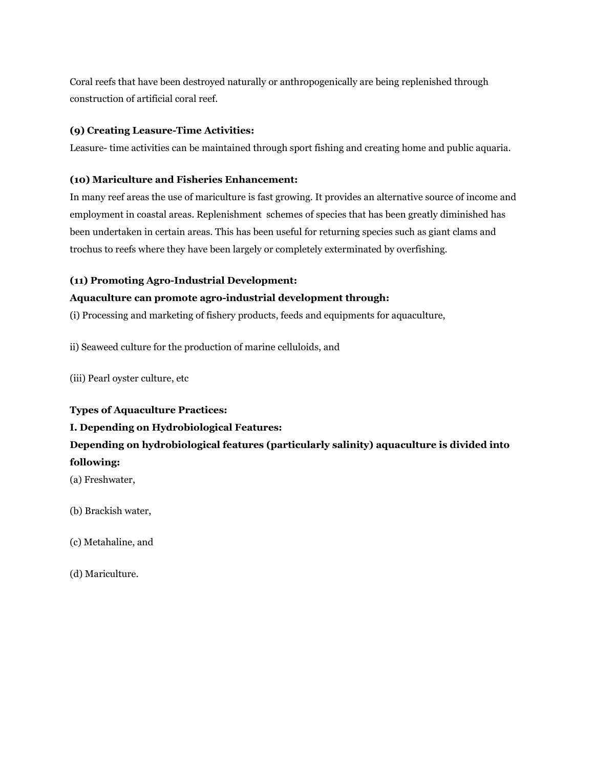Coral reefs that have been destroyed naturally or anthropogenically are being replenished through construction of artificial coral reef.

**(9) Creating Leasure-Time Activities:**

Leasure- time activities can be maintained through sport fishing and creating home and public aquaria.

**(10) Mariculture and Fisheries Enhancement:**

In many reef areas the use of mariculture is fast growing. It provides an alternative source of income and employment in coastal areas. Replenishment schemes of species that has been greatly diminished has been undertaken in certain areas. This has been useful for returning species such as giant clams and trochus to reefs where they have been largely or completely exterminated by overfishing.

**(11) Promoting Agro-Industrial Development:**

**Aquaculture can promote agro-industrial development through:**

(i) Processing and marketing of fishery products, feeds and equipments for aquaculture,

ii) Seaweed culture for the production of marine celluloids, and

(iii) Pearl oyster culture, etc

**Types of Aquaculture Practices:**

**I. Depending on Hydrobiological Features:**

**Depending on hydrobiological features (particularly salinity) aquaculture is divided into following:**

(a) Freshwater,

(b) Brackish water,

(c) Metahaline, and

(d) Mariculture.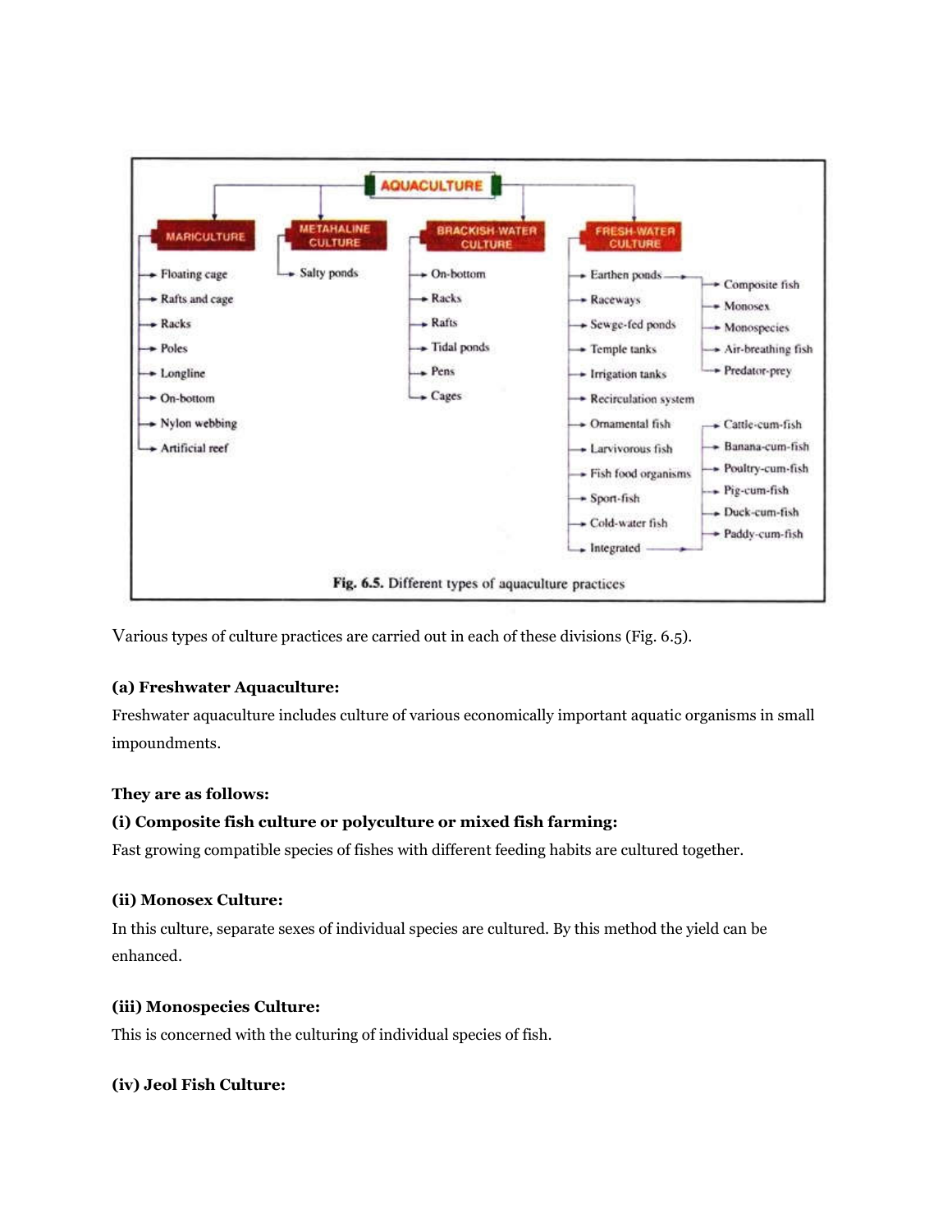**AQUACULTURE**

- **MARICULTURE**
  - Floating cage
  - Rafts and cage
  - Racks
  - Poles
  - Longline
  - On-bottom
  - Nylon webbing
  - Artificial reef
- **METAHALINE CULTURE**
  - Salty ponds
- **BRACKISH-WATER CULTURE**
  - On-bottom
  - Racks
  - Rafts
  - Tidal ponds
  - Pens
  - Cages
- **FRESH-WATER CULTURE**
  - Earthen ponds
    - Composite fish
    - Monosex
    - Monospecies
    - Air-breathing fish
    - Predator-prey
  - Raceways
  - Sewge-fed ponds
  - Temple tanks
  - Irrigation tanks
  - Recirculation system
  - Ornamental fish
  - Larvivorous fish
  - Fish food organisms
  - Sport-fish
  - Cold-water fish
  - Integrated
    - Cattle-cum-fish
    - Banana-cum-fish
    - Poultry-cum-fish
    - Pig-cum-fish
    - Duck-cum-fish
    - Paddy-cum-fish

**Fig. 6.5.** Different types of aquaculture practices

Various types of culture practices are carried out in each of these divisions (Fig. 6.5).

**(a) Freshwater Aquaculture:**

Freshwater aquaculture includes culture of various economically important aquatic organisms in small impoundments.

**They are as follows:**

**(i) Composite fish culture or polyculture or mixed fish farming:**

Fast growing compatible species of fishes with different feeding habits are cultured together.

**(ii) Monosex Culture:**

In this culture, separate sexes of individual species are cultured. By this method the yield can be enhanced.

**(iii) Monospecies Culture:**

This is concerned with the culturing of individual species of fish.

**(iv) Jeol Fish Culture:**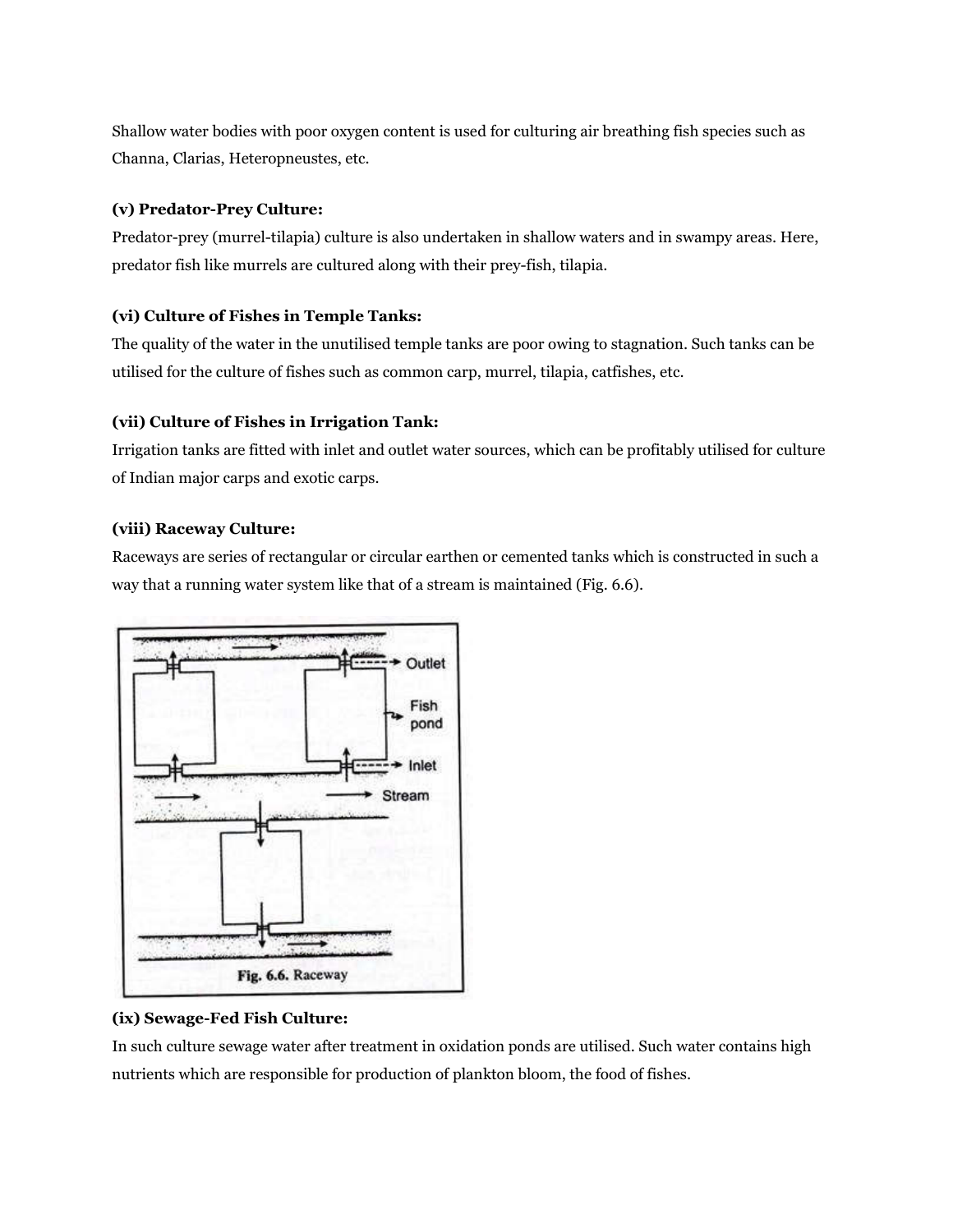Shallow water bodies with poor oxygen content is used for culturing air breathing fish species such as Channa, Clarias, Heteropneustes, etc.

**(v) Predator-Prey Culture:**

Predator-prey (murrel-tilapia) culture is also undertaken in shallow waters and in swampy areas. Here, predator fish like murrels are cultured along with their prey-fish, tilapia.

**(vi) Culture of Fishes in Temple Tanks:**

The quality of the water in the unutilised temple tanks are poor owing to stagnation. Such tanks can be utilised for the culture of fishes such as common carp, murrel, tilapia, catfishes, etc.

**(vii) Culture of Fishes in Irrigation Tank:**

Irrigation tanks are fitted with inlet and outlet water sources, which can be profitably utilised for culture of Indian major carps and exotic carps.

**(viii) Raceway Culture:**

Raceways are series of rectangular or circular earthen or cemented tanks which is constructed in such a way that a running water system like that of a stream is maintained (Fig. 6.6).

Fig. 6.6. Raceway

**(ix) Sewage-Fed Fish Culture:**

In such culture sewage water after treatment in oxidation ponds are utilised. Such water contains high nutrients which are responsible for production of plankton bloom, the food of fishes.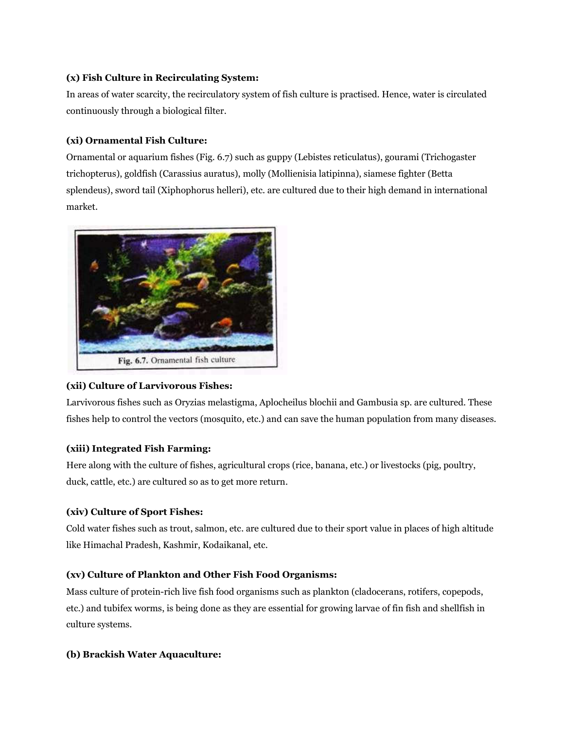**(x) Fish Culture in Recirculating System:**

In areas of water scarcity, the recirculatory system of fish culture is practised. Hence, water is circulated continuously through a biological filter.

**(xi) Ornamental Fish Culture:**

Ornamental or aquarium fishes (Fig. 6.7) such as guppy (Lebistes reticulatus), gourami (Trichogaster trichopterus), goldfish (Carassius auratus), molly (Mollienisia latipinna), siamese fighter (Betta splendeus), sword tail (Xiphophorus helleri), etc. are cultured due to their high demand in international market.

Fig. 6.7. Ornamental fish culture

**(xii) Culture of Larvivorous Fishes:**

Larvivorous fishes such as Oryzias melastigma, Aplocheilus blochii and Gambusia sp. are cultured. These fishes help to control the vectors (mosquito, etc.) and can save the human population from many diseases.

**(xiii) Integrated Fish Farming:**

Here along with the culture of fishes, agricultural crops (rice, banana, etc.) or livestocks (pig, poultry, duck, cattle, etc.) are cultured so as to get more return.

**(xiv) Culture of Sport Fishes:**

Cold water fishes such as trout, salmon, etc. are cultured due to their sport value in places of high altitude like Himachal Pradesh, Kashmir, Kodaikanal, etc.

**(xv) Culture of Plankton and Other Fish Food Organisms:**

Mass culture of protein-rich live fish food organisms such as plankton (cladocerans, rotifers, copepods, etc.) and tubifex worms, is being done as they are essential for growing larvae of fin fish and shellfish in culture systems.

**(b) Brackish Water Aquaculture:**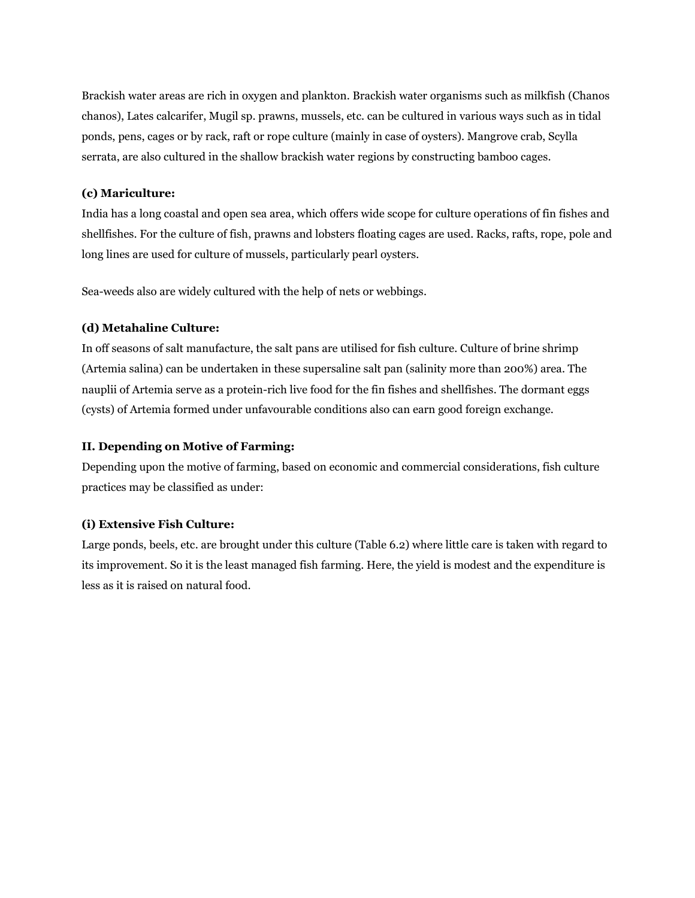Brackish water areas are rich in oxygen and plankton. Brackish water organisms such as milkfish (Chanos chanos), Lates calcarifer, Mugil sp. prawns, mussels, etc. can be cultured in various ways such as in tidal ponds, pens, cages or by rack, raft or rope culture (mainly in case of oysters). Mangrove crab, Scylla serrata, are also cultured in the shallow brackish water regions by constructing bamboo cages.

**(c) Mariculture:**

India has a long coastal and open sea area, which offers wide scope for culture operations of fin fishes and shellfishes. For the culture of fish, prawns and lobsters floating cages are used. Racks, rafts, rope, pole and long lines are used for culture of mussels, particularly pearl oysters.

Sea-weeds also are widely cultured with the help of nets or webbings.

**(d) Metahaline Culture:**

In off seasons of salt manufacture, the salt pans are utilised for fish culture. Culture of brine shrimp (Artemia salina) can be undertaken in these supersaline salt pan (salinity more than 200%) area. The nauplii of Artemia serve as a protein-rich live food for the fin fishes and shellfishes. The dormant eggs (cysts) of Artemia formed under unfavourable conditions also can earn good foreign exchange.

**II. Depending on Motive of Farming:**

Depending upon the motive of farming, based on economic and commercial considerations, fish culture practices may be classified as under:

**(i) Extensive Fish Culture:**

Large ponds, beels, etc. are brought under this culture (Table 6.2) where little care is taken with regard to its improvement. So it is the least managed fish farming. Here, the yield is modest and the expenditure is less as it is raised on natural food.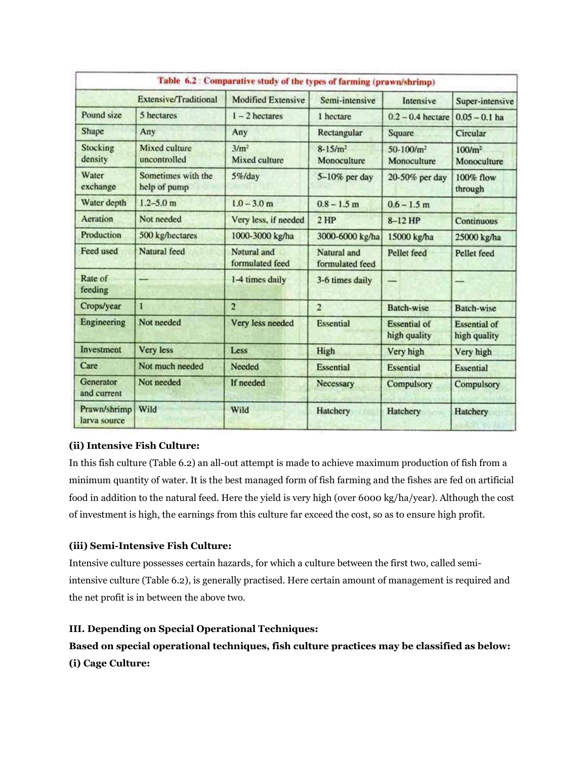| Table 6.2 : Comparative study of the types of farming (prawn/shrimp) | | | | | |
|---|---|---|---|---|---|
| | Extensive/Traditional | Modified Extensive | Semi-intensive | Intensive | Super-intensive |
| Pound size | 5 hectares | 1 – 2 hectares | 1 hectare | 0.2 – 0.4 hectare | 0.05 – 0.1 ha |
| Shape | Any | Any | Rectangular | Square | Circular |
| Stocking density | Mixed culture uncontrolled | $3/m^2$ Mixed culture | $8\text{-}15/m^2$ Monoculture | $50\text{-}100/m^2$ Monoculture | $100/m^2$ Monoculture |
| Water exchange | Sometimes with the help of pump | 5%/day | 5–10% per day | 20-50% per day | 100% flow through |
| Water depth | 1.2–5.0 m | 1.0 – 3.0 m | 0.8 – 1.5 m | 0.6 – 1.5 m | |
| Aeration | Not needed | Very less, if needed | 2 HP | 8–12 HP | Continuous |
| Production | 500 kg/hectares | 1000-3000 kg/ha | 3000-6000 kg/ha | 15000 kg/ha | 25000 kg/ha |
| Feed used | Natural feed | Natural and formulated feed | Natural and formulated feed | Pellet feed | Pellet feed |
| Rate of feeding | — | 1-4 times daily | 3-6 times daily | — | — |
| Crops/year | 1 | 2 | 2 | Batch-wise | Batch-wise |
| Engineering | Not needed | Very less needed | Essential | Essential of high quality | Essential of high quality |
| Investment | Very less | Less | High | Very high | Very high |
| Care | Not much needed | Needed | Essential | Essential | Essential |
| Generator and current | Not needed | If needed | Necessary | Compulsory | Compulsory |
| Prawn/shrimp larva source | Wild | Wild | Hatchery | Hatchery | Hatchery |

**(ii) Intensive Fish Culture:**

In this fish culture (Table 6.2) an all-out attempt is made to achieve maximum production of fish from a minimum quantity of water. It is the best managed form of fish farming and the fishes are fed on artificial food in addition to the natural feed. Here the yield is very high (over 6000 kg/ha/year). Although the cost of investment is high, the earnings from this culture far exceed the cost, so as to ensure high profit.

**(iii) Semi-Intensive Fish Culture:**

Intensive culture possesses certain hazards, for which a culture between the first two, called semi-intensive culture (Table 6.2), is generally practised. Here certain amount of management is required and the net profit is in between the above two.

**III. Depending on Special Operational Techniques:**

**Based on special operational techniques, fish culture practices may be classified as below:**

**(i) Cage Culture:**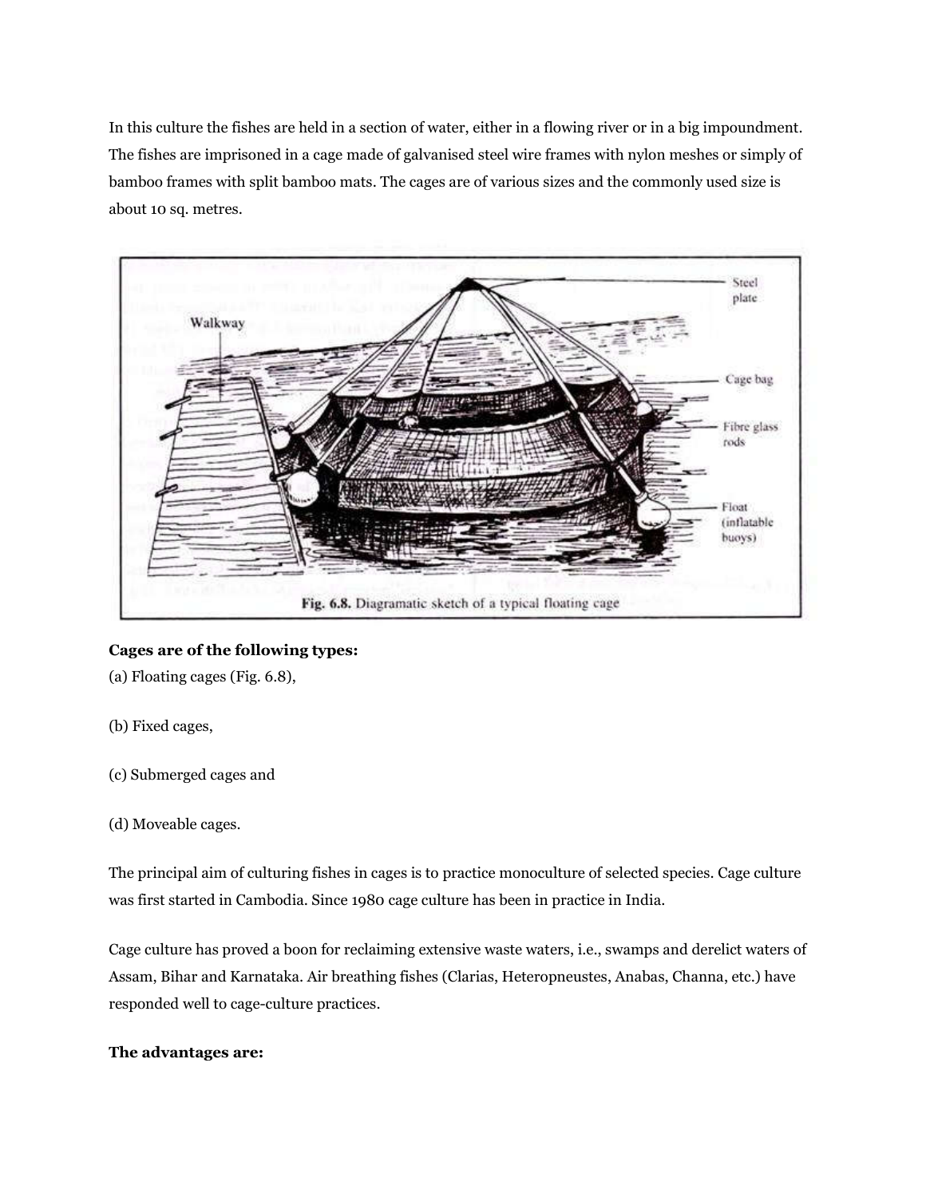In this culture the fishes are held in a section of water, either in a flowing river or in a big impoundment. The fishes are imprisoned in a cage made of galvanised steel wire frames with nylon meshes or simply of bamboo frames with split bamboo mats. The cages are of various sizes and the commonly used size is about 10 sq. metres.

Fig. 6.8. Diagramatic sketch of a typical floating cage

**Cages are of the following types:**

(a) Floating cages (Fig. 6.8),

(b) Fixed cages,

(c) Submerged cages and

(d) Moveable cages.

The principal aim of culturing fishes in cages is to practice monoculture of selected species. Cage culture was first started in Cambodia. Since 1980 cage culture has been in practice in India.

Cage culture has proved a boon for reclaiming extensive waste waters, i.e., swamps and derelict waters of Assam, Bihar and Karnataka. Air breathing fishes (Clarias, Heteropneustes, Anabas, Channa, etc.) have responded well to cage-culture practices.

**The advantages are:**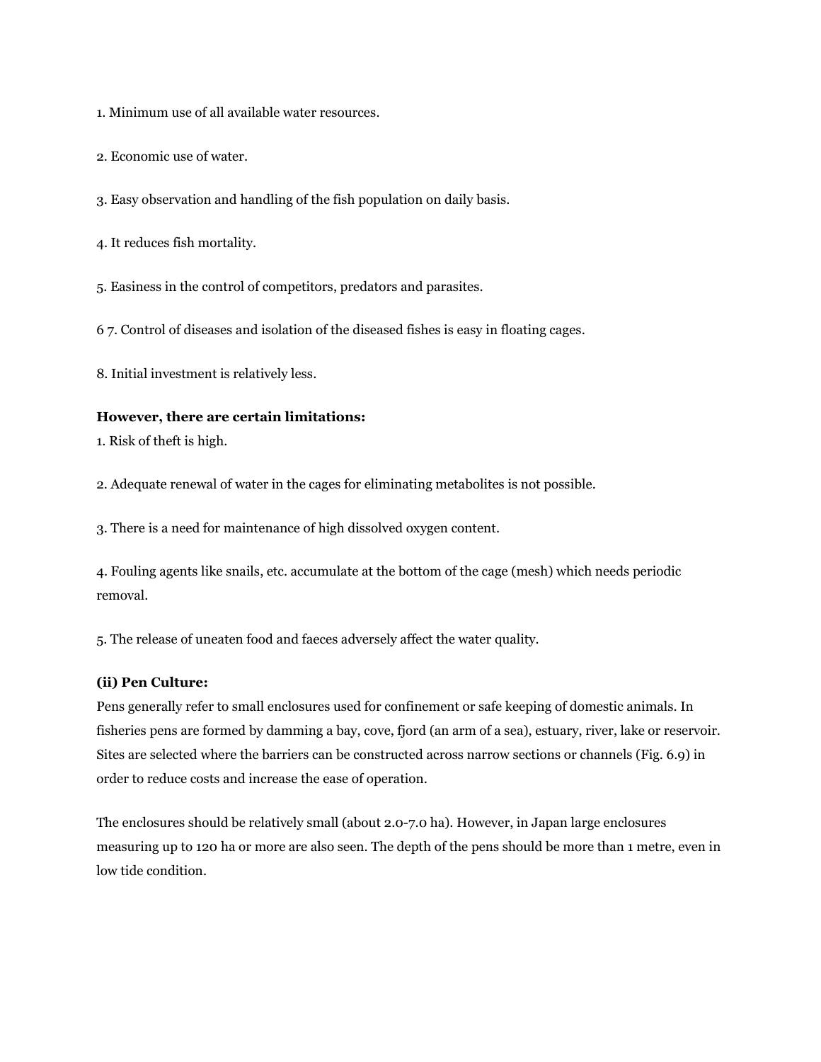1. Minimum use of all available water resources.

2. Economic use of water.

3. Easy observation and handling of the fish population on daily basis.

4. It reduces fish mortality.

5. Easiness in the control of competitors, predators and parasites.

6 7. Control of diseases and isolation of the diseased fishes is easy in floating cages.

8. Initial investment is relatively less.

**However, there are certain limitations:**

1. Risk of theft is high.

2. Adequate renewal of water in the cages for eliminating metabolites is not possible.

3. There is a need for maintenance of high dissolved oxygen content.

4. Fouling agents like snails, etc. accumulate at the bottom of the cage (mesh) which needs periodic removal.

5. The release of uneaten food and faeces adversely affect the water quality.

**(ii) Pen Culture:**

Pens generally refer to small enclosures used for confinement or safe keeping of domestic animals. In fisheries pens are formed by damming a bay, cove, fjord (an arm of a sea), estuary, river, lake or reservoir. Sites are selected where the barriers can be constructed across narrow sections or channels (Fig. 6.9) in order to reduce costs and increase the ease of operation.

The enclosures should be relatively small (about 2.0-7.0 ha). However, in Japan large enclosures measuring up to 120 ha or more are also seen. The depth of the pens should be more than 1 metre, even in low tide condition.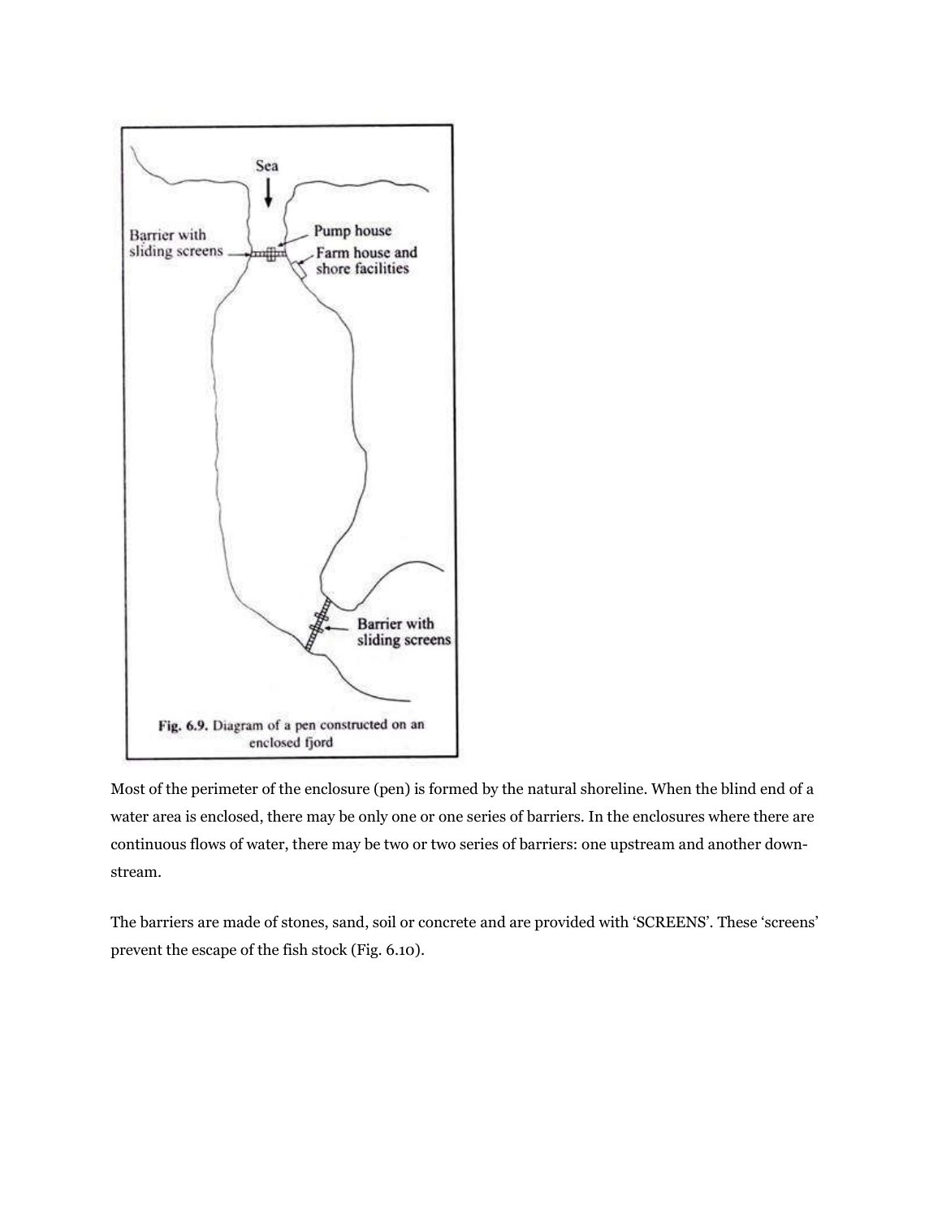Fig. 6.9. Diagram of a pen constructed on an enclosed fjord

Most of the perimeter of the enclosure (pen) is formed by the natural shoreline. When the blind end of a water area is enclosed, there may be only one or one series of barriers. In the enclosures where there are continuous flows of water, there may be two or two series of barriers: one upstream and another down-stream.

The barriers are made of stones, sand, soil or concrete and are provided with 'SCREENS'. These 'screens' prevent the escape of the fish stock (Fig. 6.10).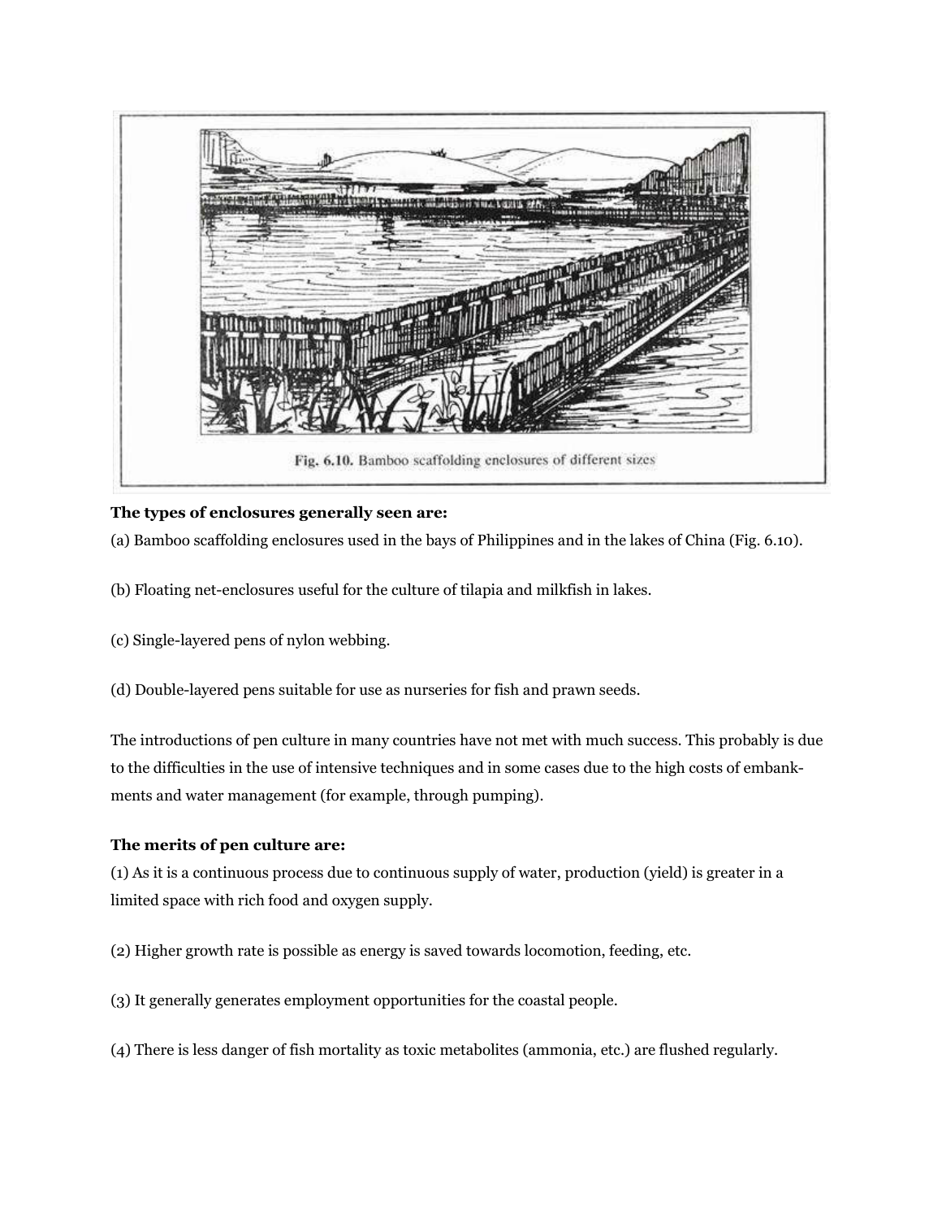Fig. 6.10. Bamboo scaffolding enclosures of different sizes

**The types of enclosures generally seen are:**

(a) Bamboo scaffolding enclosures used in the bays of Philippines and in the lakes of China (Fig. 6.10).

(b) Floating net-enclosures useful for the culture of tilapia and milkfish in lakes.

(c) Single-layered pens of nylon webbing.

(d) Double-layered pens suitable for use as nurseries for fish and prawn seeds.

The introductions of pen culture in many countries have not met with much success. This probably is due to the difficulties in the use of intensive techniques and in some cases due to the high costs of embankments and water management (for example, through pumping).

**The merits of pen culture are:**

(1) As it is a continuous process due to continuous supply of water, production (yield) is greater in a limited space with rich food and oxygen supply.

(2) Higher growth rate is possible as energy is saved towards locomotion, feeding, etc.

(3) It generally generates employment opportunities for the coastal people.

(4) There is less danger of fish mortality as toxic metabolites (ammonia, etc.) are flushed regularly.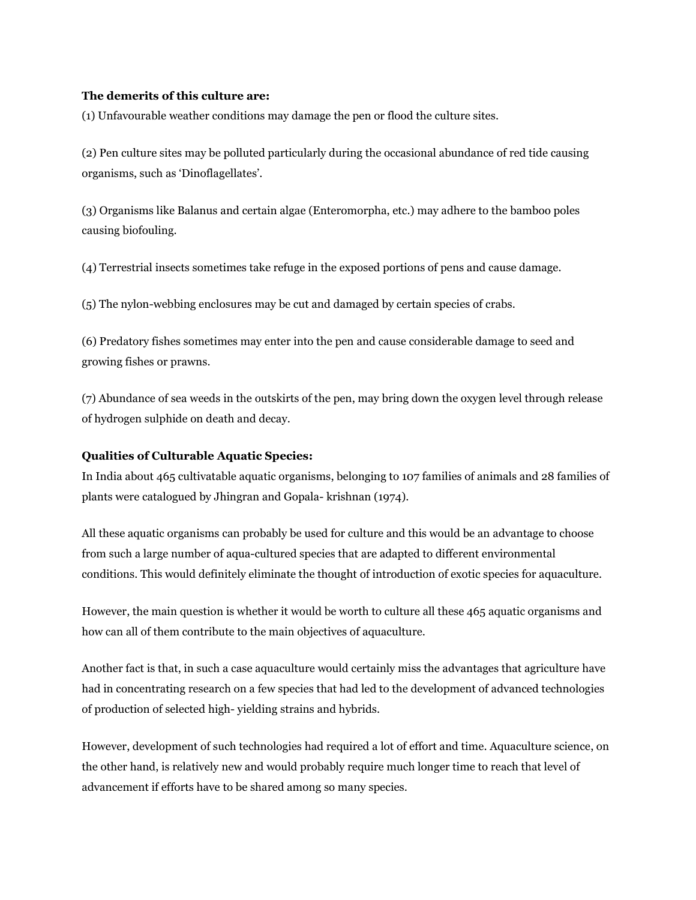**The demerits of this culture are:**

(1) Unfavourable weather conditions may damage the pen or flood the culture sites.

(2) Pen culture sites may be polluted particularly during the occasional abundance of red tide causing organisms, such as 'Dinoflagellates'.

(3) Organisms like Balanus and certain algae (Enteromorpha, etc.) may adhere to the bamboo poles causing biofouling.

(4) Terrestrial insects sometimes take refuge in the exposed portions of pens and cause damage.

(5) The nylon-webbing enclosures may be cut and damaged by certain species of crabs.

(6) Predatory fishes sometimes may enter into the pen and cause considerable damage to seed and growing fishes or prawns.

(7) Abundance of sea weeds in the outskirts of the pen, may bring down the oxygen level through release of hydrogen sulphide on death and decay.

**Qualities of Culturable Aquatic Species:**

In India about 465 cultivatable aquatic organisms, belonging to 107 families of animals and 28 families of plants were catalogued by Jhingran and Gopala- krishnan (1974).

All these aquatic organisms can probably be used for culture and this would be an advantage to choose from such a large number of aqua-cultured species that are adapted to different environmental conditions. This would definitely eliminate the thought of introduction of exotic species for aquaculture.

However, the main question is whether it would be worth to culture all these 465 aquatic organisms and how can all of them contribute to the main objectives of aquaculture.

Another fact is that, in such a case aquaculture would certainly miss the advantages that agriculture have had in concentrating research on a few species that had led to the development of advanced technologies of production of selected high- yielding strains and hybrids.

However, development of such technologies had required a lot of effort and time. Aquaculture science, on the other hand, is relatively new and would probably require much longer time to reach that level of advancement if efforts have to be shared among so many species.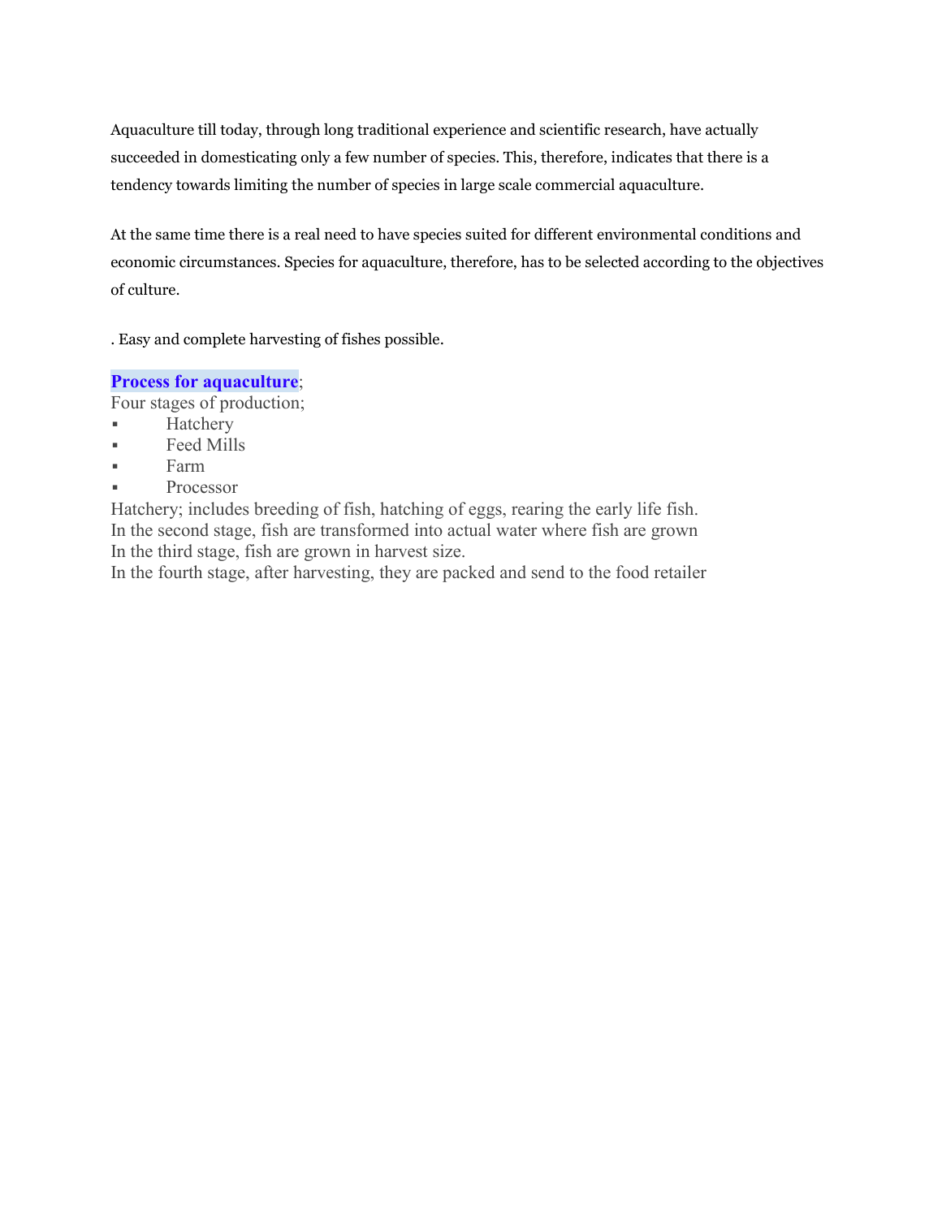Aquaculture till today, through long traditional experience and scientific research, have actually succeeded in domesticating only a few number of species. This, therefore, indicates that there is a tendency towards limiting the number of species in large scale commercial aquaculture.

At the same time there is a real need to have species suited for different environmental conditions and economic circumstances. Species for aquaculture, therefore, has to be selected according to the objectives of culture.

. Easy and complete harvesting of fishes possible.

**Process for aquaculture**;

Four stages of production;

- Hatchery
- Feed Mills
- Farm
- Processor

Hatchery; includes breeding of fish, hatching of eggs, rearing the early life fish.
In the second stage, fish are transformed into actual water where fish are grown
In the third stage, fish are grown in harvest size.
In the fourth stage, after harvesting, they are packed and send to the food retailer